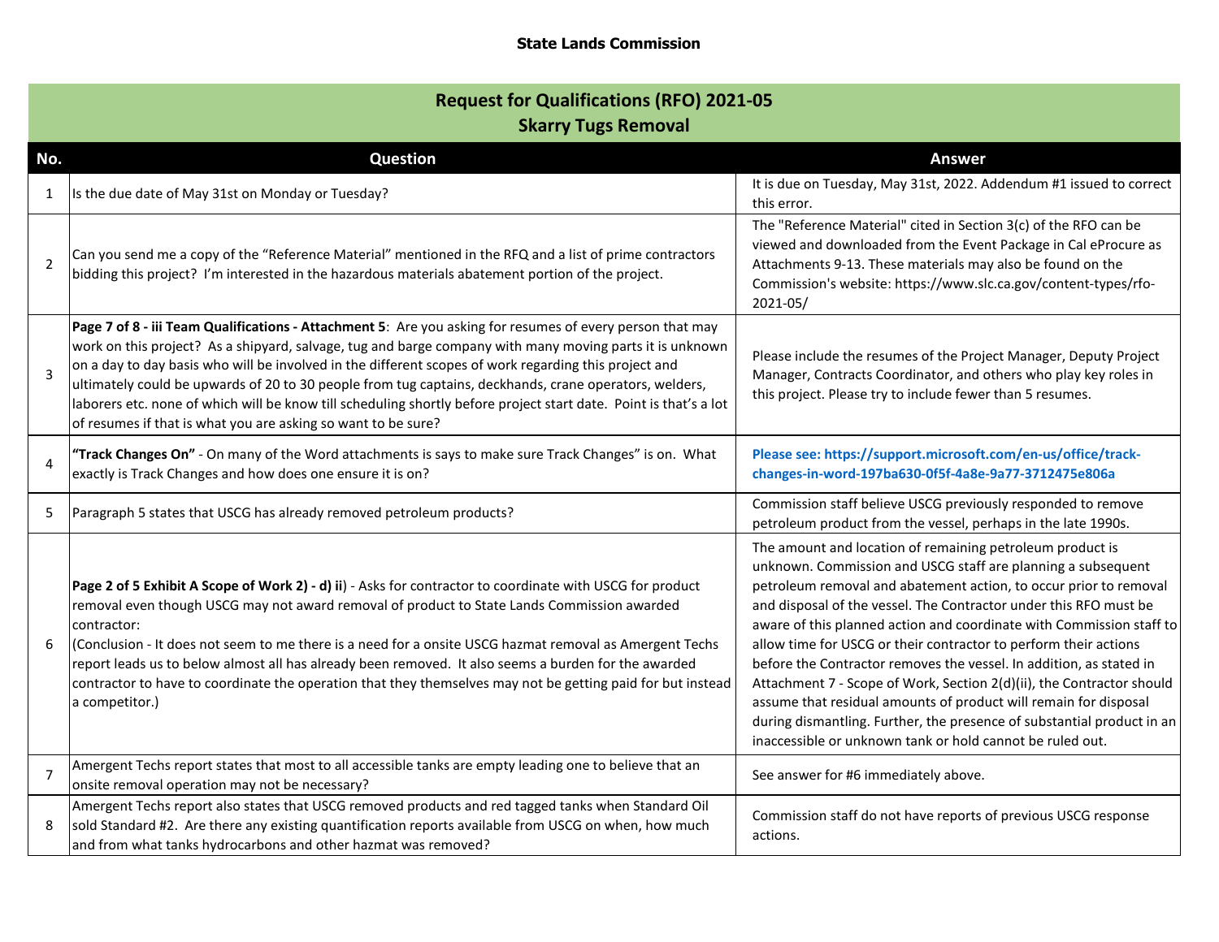**State Lands Commission**

## Request for Qualifications (RFO) 2021-05
## Skarry Tugs Removal

| No. | Question | Answer |
|---|---|---|
| 1 | Is the due date of May 31st on Monday or Tuesday? | It is due on Tuesday, May 31st, 2022. Addendum #1 issued to correct this error. |
| 2 | Can you send me a copy of the "Reference Material" mentioned in the RFQ and a list of prime contractors bidding this project? I'm interested in the hazardous materials abatement portion of the project. | The "Reference Material" cited in Section 3(c) of the RFO can be viewed and downloaded from the Event Package in Cal eProcure as Attachments 9-13. These materials may also be found on the Commission's website: https://www.slc.ca.gov/content-types/rfo-2021-05/ |
| 3 | **Page 7 of 8 - iii Team Qualifications - Attachment 5**: Are you asking for resumes of every person that may work on this project? As a shipyard, salvage, tug and barge company with many moving parts it is unknown on a day to day basis who will be involved in the different scopes of work regarding this project and ultimately could be upwards of 20 to 30 people from tug captains, deckhands, crane operators, welders, laborers etc. none of which will be know till scheduling shortly before project start date. Point is that's a lot of resumes if that is what you are asking so want to be sure? | Please include the resumes of the Project Manager, Deputy Project Manager, Contracts Coordinator, and others who play key roles in this project. Please try to include fewer than 5 resumes. |
| 4 | **"Track Changes On"** - On many of the Word attachments is says to make sure Track Changes" is on. What exactly is Track Changes and how does one ensure it is on? | **Please see: https://support.microsoft.com/en-us/office/track-changes-in-word-197ba630-0f5f-4a8e-9a77-3712475e806a** |
| 5 | Paragraph 5 states that USCG has already removed petroleum products? | Commission staff believe USCG previously responded to remove petroleum product from the vessel, perhaps in the late 1990s. |
| 6 | **Page 2 of 5 Exhibit A Scope of Work 2) - d) ii**) - Asks for contractor to coordinate with USCG for product removal even though USCG may not award removal of product to State Lands Commission awarded contractor:<br>(Conclusion - It does not seem to me there is a need for a onsite USCG hazmat removal as Amergent Techs report leads us to below almost all has already been removed. It also seems a burden for the awarded contractor to have to coordinate the operation that they themselves may not be getting paid for but instead a competitor.) | The amount and location of remaining petroleum product is unknown. Commission and USCG staff are planning a subsequent petroleum removal and abatement action, to occur prior to removal and disposal of the vessel. The Contractor under this RFO must be aware of this planned action and coordinate with Commission staff to allow time for USCG or their contractor to perform their actions before the Contractor removes the vessel. In addition, as stated in Attachment 7 - Scope of Work, Section 2(d)(ii), the Contractor should assume that residual amounts of product will remain for disposal during dismantling. Further, the presence of substantial product in an inaccessible or unknown tank or hold cannot be ruled out. |
| 7 | Amergent Techs report states that most to all accessible tanks are empty leading one to believe that an onsite removal operation may not be necessary? | See answer for #6 immediately above. |
| 8 | Amergent Techs report also states that USCG removed products and red tagged tanks when Standard Oil sold Standard #2. Are there any existing quantification reports available from USCG on when, how much and from what tanks hydrocarbons and other hazmat was removed? | Commission staff do not have reports of previous USCG response actions. |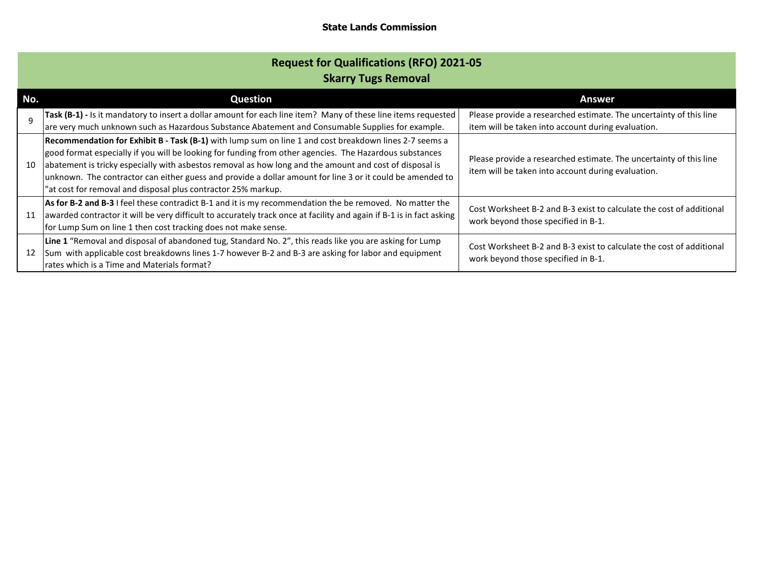**State Lands Commission**

## Request for Qualifications (RFO) 2021-05
## Skarry Tugs Removal

| No. | Question | Answer |
|---|---|---|
| 9 | **Task (B-1) -** Is it mandatory to insert a dollar amount for each line item? Many of these line items requested are very much unknown such as Hazardous Substance Abatement and Consumable Supplies for example. | Please provide a researched estimate. The uncertainty of this line item will be taken into account during evaluation. |
| 10 | **Recommendation for Exhibit B - Task (B-1)** with lump sum on line 1 and cost breakdown lines 2-7 seems a good format especially if you will be looking for funding from other agencies. The Hazardous substances abatement is tricky especially with asbestos removal as how long and the amount and cost of disposal is unknown. The contractor can either guess and provide a dollar amount for line 3 or it could be amended to "at cost for removal and disposal plus contractor 25% markup. | Please provide a researched estimate. The uncertainty of this line item will be taken into account during evaluation. |
| 11 | **As for B-2 and B-3** I feel these contradict B-1 and it is my recommendation the be removed. No matter the awarded contractor it will be very difficult to accurately track once at facility and again if B-1 is in fact asking for Lump Sum on line 1 then cost tracking does not make sense. | Cost Worksheet B-2 and B-3 exist to calculate the cost of additional work beyond those specified in B-1. |
| 12 | **Line 1** "Removal and disposal of abandoned tug, Standard No. 2", this reads like you are asking for Lump Sum with applicable cost breakdowns lines 1-7 however B-2 and B-3 are asking for labor and equipment rates which is a Time and Materials format? | Cost Worksheet B-2 and B-3 exist to calculate the cost of additional work beyond those specified in B-1. |